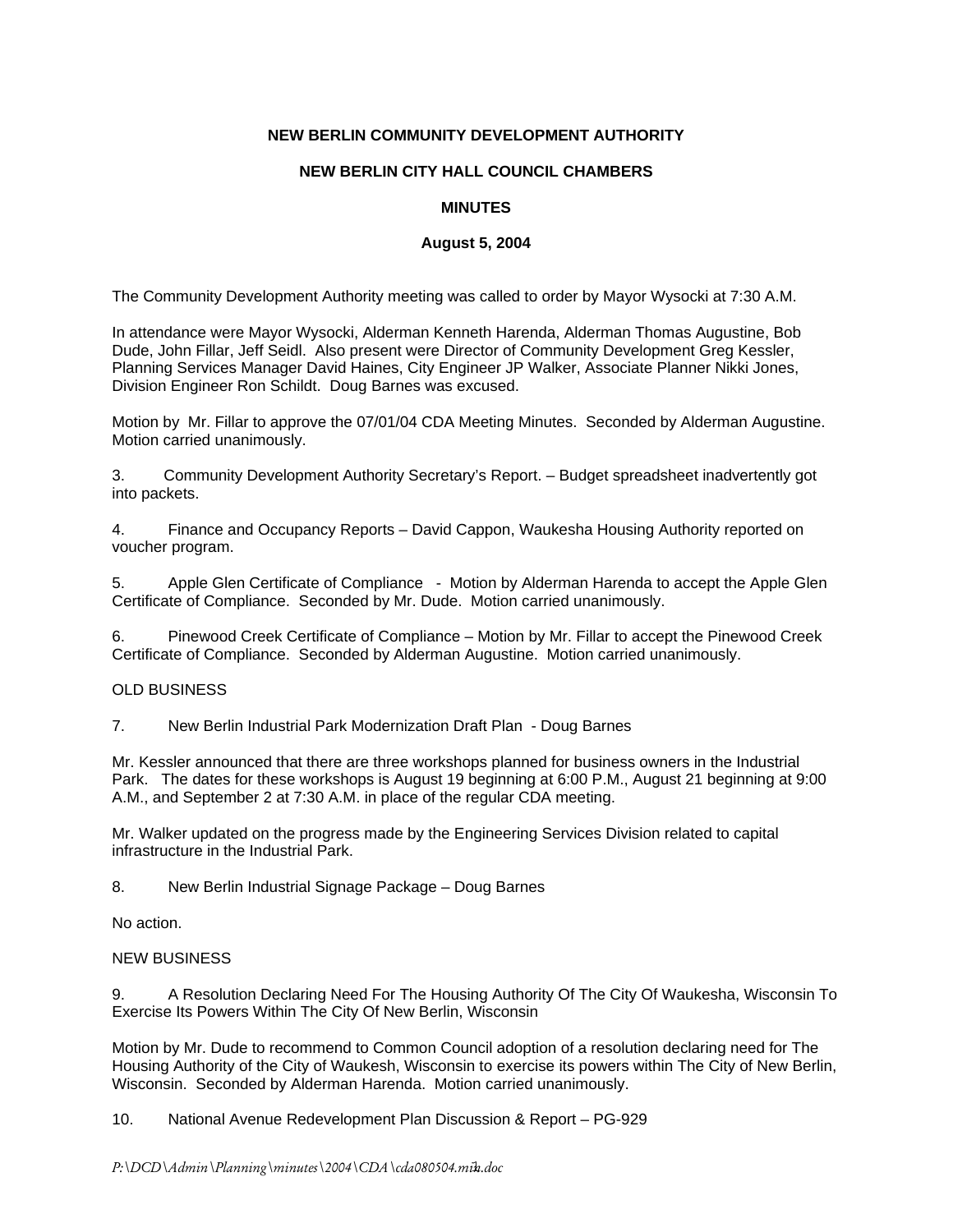**NEW BERLIN COMMUNITY DEVELOPMENT AUTHORITY**

**NEW BERLIN CITY HALL COUNCIL CHAMBERS**

**MINUTES**

**August 5, 2004**

The Community Development Authority meeting was called to order by Mayor Wysocki at 7:30 A.M.

In attendance were Mayor Wysocki, Alderman Kenneth Harenda, Alderman Thomas Augustine, Bob Dude, John Fillar, Jeff Seidl. Also present were Director of Community Development Greg Kessler, Planning Services Manager David Haines, City Engineer JP Walker, Associate Planner Nikki Jones, Division Engineer Ron Schildt. Doug Barnes was excused.

Motion by Mr. Fillar to approve the 07/01/04 CDA Meeting Minutes. Seconded by Alderman Augustine. Motion carried unanimously.

3. Community Development Authority Secretary's Report. – Budget spreadsheet inadvertently got into packets.

4. Finance and Occupancy Reports – David Cappon, Waukesha Housing Authority reported on voucher program.

5. Apple Glen Certificate of Compliance - Motion by Alderman Harenda to accept the Apple Glen Certificate of Compliance. Seconded by Mr. Dude. Motion carried unanimously.

6. Pinewood Creek Certificate of Compliance – Motion by Mr. Fillar to accept the Pinewood Creek Certificate of Compliance. Seconded by Alderman Augustine. Motion carried unanimously.

OLD BUSINESS

7. New Berlin Industrial Park Modernization Draft Plan - Doug Barnes

Mr. Kessler announced that there are three workshops planned for business owners in the Industrial Park. The dates for these workshops is August 19 beginning at 6:00 P.M., August 21 beginning at 9:00 A.M., and September 2 at 7:30 A.M. in place of the regular CDA meeting.

Mr. Walker updated on the progress made by the Engineering Services Division related to capital infrastructure in the Industrial Park.

8. New Berlin Industrial Signage Package – Doug Barnes

No action.

NEW BUSINESS

9. A Resolution Declaring Need For The Housing Authority Of The City Of Waukesha, Wisconsin To Exercise Its Powers Within The City Of New Berlin, Wisconsin

Motion by Mr. Dude to recommend to Common Council adoption of a resolution declaring need for The Housing Authority of the City of Waukesh, Wisconsin to exercise its powers within The City of New Berlin, Wisconsin. Seconded by Alderman Harenda. Motion carried unanimously.

10. National Avenue Redevelopment Plan Discussion & Report – PG-929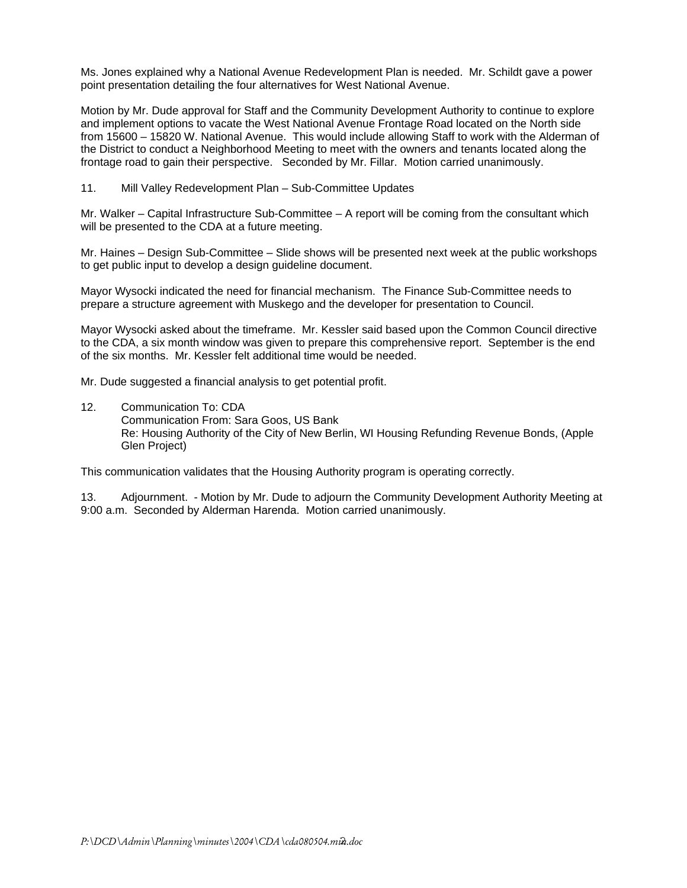Ms. Jones explained why a National Avenue Redevelopment Plan is needed. Mr. Schildt gave a power point presentation detailing the four alternatives for West National Avenue.

Motion by Mr. Dude approval for Staff and the Community Development Authority to continue to explore and implement options to vacate the West National Avenue Frontage Road located on the North side from 15600 – 15820 W. National Avenue. This would include allowing Staff to work with the Alderman of the District to conduct a Neighborhood Meeting to meet with the owners and tenants located along the frontage road to gain their perspective. Seconded by Mr. Fillar. Motion carried unanimously.

11. Mill Valley Redevelopment Plan – Sub-Committee Updates

Mr. Walker – Capital Infrastructure Sub-Committee – A report will be coming from the consultant which will be presented to the CDA at a future meeting.

Mr. Haines – Design Sub-Committee – Slide shows will be presented next week at the public workshops to get public input to develop a design guideline document.

Mayor Wysocki indicated the need for financial mechanism. The Finance Sub-Committee needs to prepare a structure agreement with Muskego and the developer for presentation to Council.

Mayor Wysocki asked about the timeframe. Mr. Kessler said based upon the Common Council directive to the CDA, a six month window was given to prepare this comprehensive report. September is the end of the six months. Mr. Kessler felt additional time would be needed.

Mr. Dude suggested a financial analysis to get potential profit.

12. Communication To: CDA
Communication From: Sara Goos, US Bank
Re: Housing Authority of the City of New Berlin, WI Housing Refunding Revenue Bonds, (Apple Glen Project)

This communication validates that the Housing Authority program is operating correctly.

13. Adjournment. - Motion by Mr. Dude to adjourn the Community Development Authority Meeting at 9:00 a.m. Seconded by Alderman Harenda. Motion carried unanimously.